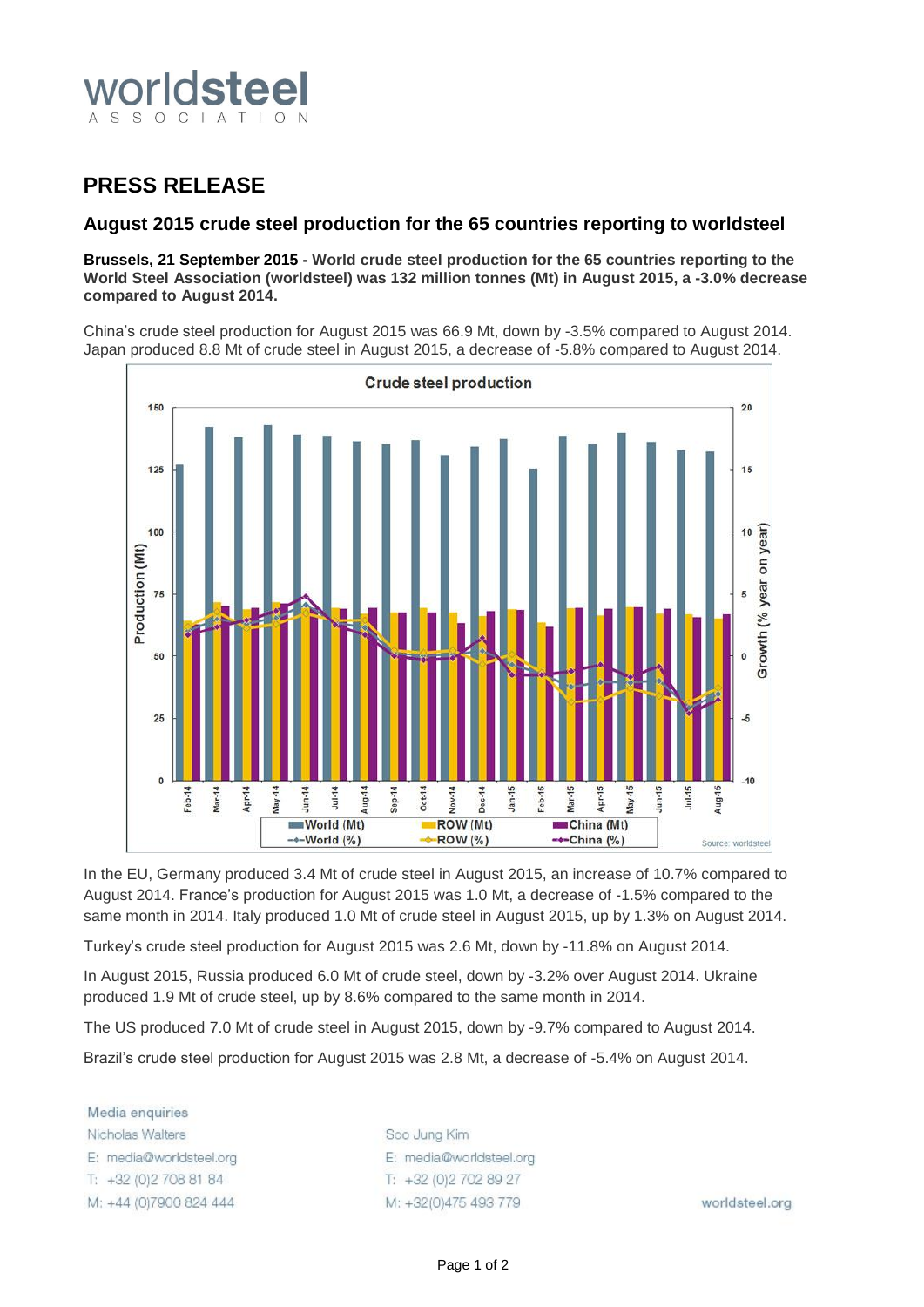worldsteel
ASSOCIATION

## PRESS RELEASE

### August 2015 crude steel production for the 65 countries reporting to worldsteel

**Brussels, 21 September 2015 - World crude steel production for the 65 countries reporting to the World Steel Association (worldsteel) was 132 million tonnes (Mt) in August 2015, a -3.0% decrease compared to August 2014.**

China's crude steel production for August 2015 was 66.9 Mt, down by -3.5% compared to August 2014. Japan produced 8.8 Mt of crude steel in August 2015, a decrease of -5.8% compared to August 2014.

In the EU, Germany produced 3.4 Mt of crude steel in August 2015, an increase of 10.7% compared to August 2014. France's production for August 2015 was 1.0 Mt, a decrease of -1.5% compared to the same month in 2014. Italy produced 1.0 Mt of crude steel in August 2015, up by 1.3% on August 2014.

Turkey's crude steel production for August 2015 was 2.6 Mt, down by -11.8% on August 2014.

In August 2015, Russia produced 6.0 Mt of crude steel, down by -3.2% over August 2014. Ukraine produced 1.9 Mt of crude steel, up by 8.6% compared to the same month in 2014.

The US produced 7.0 Mt of crude steel in August 2015, down by -9.7% compared to August 2014.

Brazil's crude steel production for August 2015 was 2.8 Mt, a decrease of -5.4% on August 2014.

Media enquiries

Nicholas Walters
E: media@worldsteel.org
T: +32 (0)2 708 81 84
M: +44 (0)7900 824 444

Soo Jung Kim
E: media@worldsteel.org
T: +32 (0)2 702 89 27
M: +32(0)475 493 779

worldsteel.org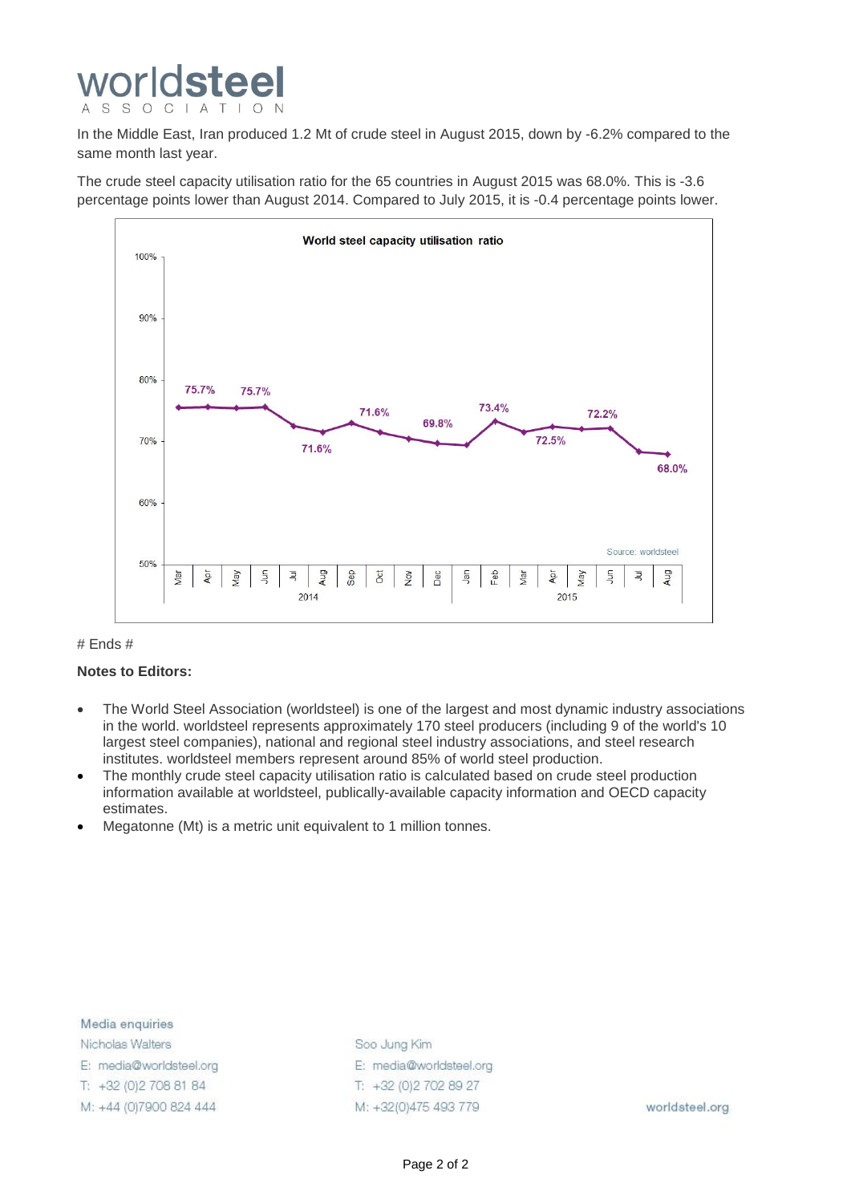# worldsteel

ASSOCIATION

In the Middle East, Iran produced 1.2 Mt of crude steel in August 2015, down by -6.2% compared to the same month last year.

The crude steel capacity utilisation ratio for the 65 countries in August 2015 was 68.0%. This is -3.6 percentage points lower than August 2014. Compared to July 2015, it is -0.4 percentage points lower.

**World steel capacity utilisation ratio**

100%
90%
80%
70%
60%
50%

75.7%
75.7%
71.6%
71.6%
69.8%
73.4%
72.5%
72.2%
68.0%

Mar Apr May Jun Jul Aug Sep Oct Nov Dec
2014

Jan Feb Mar Apr May Jun Jul Aug
2015

Source: worldsteel

# Ends #

**Notes to Editors:**

- The World Steel Association (worldsteel) is one of the largest and most dynamic industry associations in the world. worldsteel represents approximately 170 steel producers (including 9 of the world's 10 largest steel companies), national and regional steel industry associations, and steel research institutes. worldsteel members represent around 85% of world steel production.
- The monthly crude steel capacity utilisation ratio is calculated based on crude steel production information available at worldsteel, publically-available capacity information and OECD capacity estimates.
- Megatonne (Mt) is a metric unit equivalent to 1 million tonnes.

Media enquiries

Nicholas Walters
E: media@worldsteel.org
T: +32 (0)2 708 81 84
M: +44 (0)7900 824 444

Soo Jung Kim
E: media@worldsteel.org
T: +32 (0)2 702 89 27
M: +32(0)475 493 779

worldsteel.org